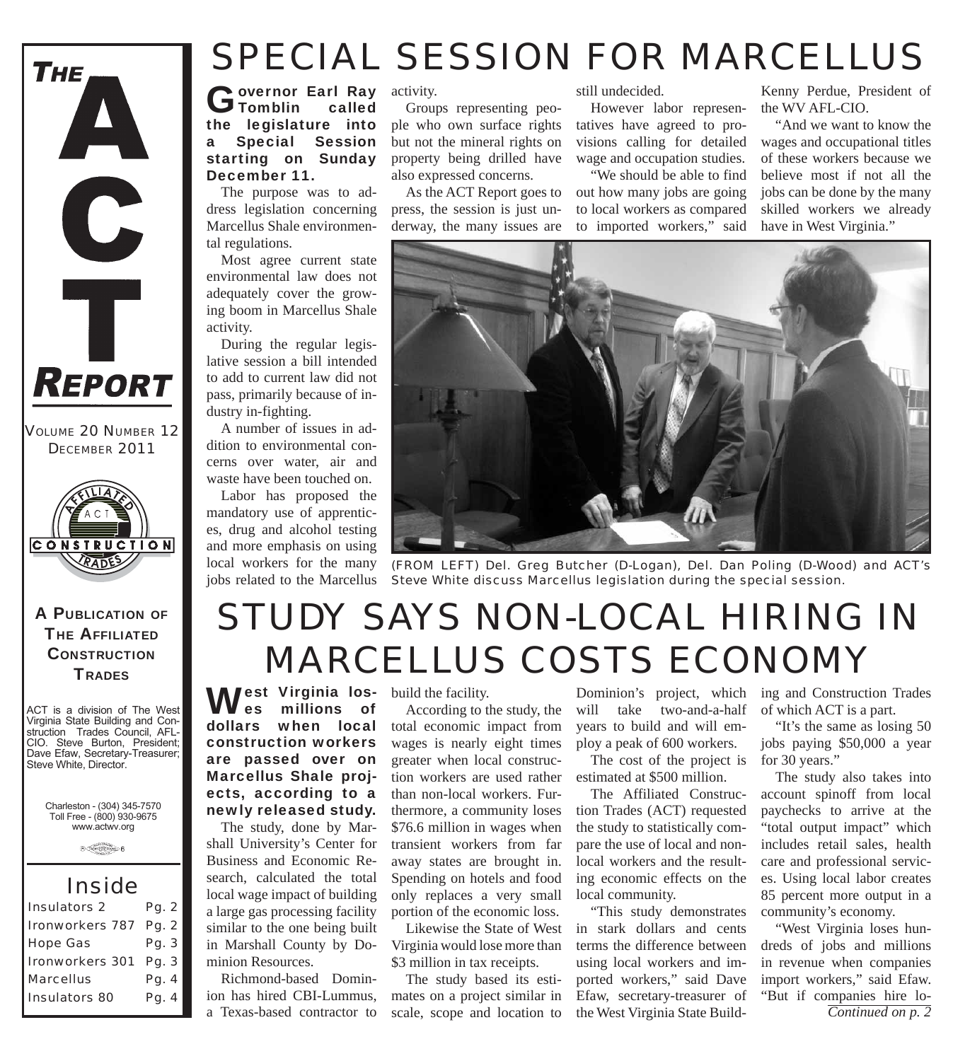# THE ACT REPORT

VOLUME 20 NUMBER 12
DECEMBER 2011

**A PUBLICATION OF THE AFFILIATED CONSTRUCTION TRADES**

ACT is a division of The West Virginia State Building and Construction Trades Council, AFL-CIO. Steve Burton, President; Dave Efaw, Secretary-Treasurer; Steve White, Director.

Charleston - (304) 345-7570
Toll Free - (800) 930-9675
www.actwv.org

## Inside

| | |
|---|---|
| Insulators 2 | Pg. 2 |
| Ironworkers 787 | Pg. 2 |
| Hope Gas | Pg. 3 |
| Ironworkers 301 | Pg. 3 |
| Marcellus | Pg. 4 |
| Insulators 80 | Pg. 4 |

# SPECIAL SESSION FOR MARCELLUS

**Governor Earl Ray Tomblin called the legislature into a Special Session starting on Sunday December 11.**

The purpose was to address legislation concerning Marcellus Shale environmental regulations.

Most agree current state environmental law does not adequately cover the growing boom in Marcellus Shale activity.

During the regular legislative session a bill intended to add to current law did not pass, primarily because of industry in-fighting.

A number of issues in addition to environmental concerns over water, air and waste have been touched on.

Labor has proposed the mandatory use of apprentices, drug and alcohol testing and more emphasis on using local workers for the many jobs related to the Marcellus activity.

Groups representing people who own surface rights but not the mineral rights on property being drilled have also expressed concerns.

As the ACT Report goes to press, the session is just underway, the many issues are still undecided.

However labor representatives have agreed to provisions calling for detailed wage and occupation studies.

"We should be able to find out how many jobs are going to local workers as compared to imported workers," said Kenny Perdue, President of the WV AFL-CIO.

"And we want to know the wages and occupational titles of these workers because we believe most if not all the jobs can be done by the many skilled workers we already have in West Virginia."

(FROM LEFT) Del. Greg Butcher (D-Logan), Del. Dan Poling (D-Wood) and ACT's Steve White discuss Marcellus legislation during the special session.

# STUDY SAYS NON-LOCAL HIRING IN MARCELLUS COSTS ECONOMY

**West Virginia loses millions of dollars when local construction workers are passed over on Marcellus Shale projects, according to a newly released study.**

The study, done by Marshall University's Center for Business and Economic Research, calculated the total local wage impact of building a large gas processing facility similar to the one being built in Marshall County by Dominion Resources.

Richmond-based Dominion has hired CBI-Lummus, a Texas-based contractor to build the facility.

According to the study, the total economic impact from wages is nearly eight times greater when local construction workers are used rather than non-local workers. Furthermore, a community loses $76.6 million in wages when transient workers from far away states are brought in. Spending on hotels and food only replaces a very small portion of the economic loss.

Likewise the State of West Virginia would lose more than $3 million in tax receipts.

The study based its estimates on a project similar in scale, scope and location to Dominion's project, which will take two-and-a-half years to build and will employ a peak of 600 workers.

The cost of the project is estimated at $500 million.

The Affiliated Construction Trades (ACT) requested the study to statistically compare the use of local and non-local workers and the resulting economic effects on the local community.

"This study demonstrates in stark dollars and cents terms the difference between using local workers and imported workers," said Dave Efaw, secretary-treasurer of the West Virginia State Building and Construction Trades of which ACT is a part.

"It's the same as losing 50 jobs paying $50,000 a year for 30 years."

The study also takes into account spinoff from local paychecks to arrive at the "total output impact" which includes retail sales, health care and professional services. Using local labor creates 85 percent more output in a community's economy.

"West Virginia loses hundreds of jobs and millions in revenue when companies import workers," said Efaw. "But if companies hire lo-

*Continued on p. 2*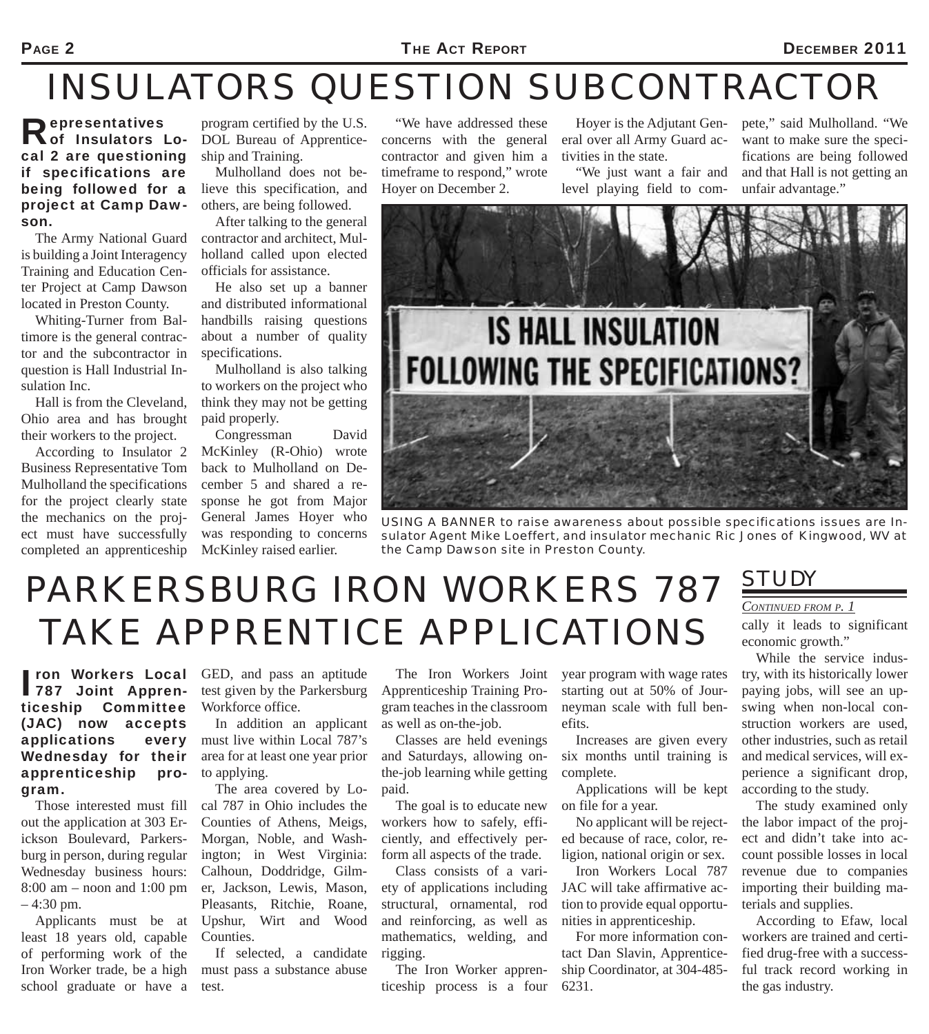# INSULATORS QUESTION SUBCONTRACTOR

**Representatives of Insulators Local 2 are questioning if specifications are being followed for a project at Camp Dawson.**

The Army National Guard is building a Joint Interagency Training and Education Center Project at Camp Dawson located in Preston County.

Whiting-Turner from Baltimore is the general contractor and the subcontractor in question is Hall Industrial Insulation Inc.

Hall is from the Cleveland, Ohio area and has brought their workers to the project.

According to Insulator 2 Business Representative Tom Mulholland the specifications for the project clearly state the mechanics on the project must have successfully completed an apprenticeship program certified by the U.S. DOL Bureau of Apprenticeship and Training.

Mulholland does not believe this specification, and others, are being followed.

After talking to the general contractor and architect, Mulholland called upon elected officials for assistance.

He also set up a banner and distributed informational handbills raising questions about a number of quality specifications.

Mulholland is also talking to workers on the project who think they may not be getting paid properly.

Congressman David McKinley (R-Ohio) wrote back to Mulholland on December 5 and shared a response he got from Major General James Hoyer who was responding to concerns McKinley raised earlier.

"We have addressed these concerns with the general contractor and given him a timeframe to respond," wrote Hoyer on December 2.

Hoyer is the Adjutant General over all Army Guard activities in the state.

"We just want a fair and level playing field to compete," said Mulholland. "We want to make sure the specifications are being followed and that Hall is not getting an unfair advantage."

USING A BANNER to raise awareness about possible specifications issues are Insulator Agent Mike Loeffert, and insulator mechanic Ric Jones of Kingwood, WV at the Camp Dawson site in Preston County.

# PARKERSBURG IRON WORKERS 787 TAKE APPRENTICE APPLICATIONS

**Iron Workers Local 787 Joint Apprenticeship Committee (JAC) now accepts applications every Wednesday for their apprenticeship program.**

Those interested must fill out the application at 303 Erickson Boulevard, Parkersburg in person, during regular Wednesday business hours: 8:00 am – noon and 1:00 pm – 4:30 pm.

Applicants must be at least 18 years old, capable of performing work of the Iron Worker trade, be a high school graduate or have a GED, and pass an aptitude test given by the Parkersburg Workforce office.

In addition an applicant must live within Local 787's area for at least one year prior to applying.

The area covered by Local 787 in Ohio includes the Counties of Athens, Meigs, Morgan, Noble, and Washington; in West Virginia: Calhoun, Doddridge, Gilmer, Jackson, Lewis, Mason, Pleasants, Ritchie, Roane, Upshur, Wirt and Wood Counties.

If selected, a candidate must pass a substance abuse test.

The Iron Workers Joint Apprenticeship Training Program teaches in the classroom as well as on-the-job.

Classes are held evenings and Saturdays, allowing on-the-job learning while getting paid.

The goal is to educate new workers how to safely, efficiently, and effectively perform all aspects of the trade.

Class consists of a variety of applications including structural, ornamental, rod and reinforcing, as well as mathematics, welding, and rigging.

The Iron Worker apprenticeship process is a four year program with wage rates starting out at 50% of Journeyman scale with full benefits.

Increases are given every six months until training is complete.

Applications will be kept on file for a year.

No applicant will be rejected because of race, color, religion, national origin or sex.

Iron Workers Local 787 JAC will take affirmative action to provide equal opportunities in apprenticeship.

For more information contact Dan Slavin, Apprenticeship Coordinator, at 304-485-6231.

## STUDY

*Continued from p. 1*

cally it leads to significant economic growth."

While the service industry, with its historically lower paying jobs, will see an upswing when non-local construction workers are used, other industries, such as retail and medical services, will experience a significant drop, according to the study.

The study examined only the labor impact of the project and didn't take into account possible losses in local revenue due to companies importing their building materials and supplies.

According to Efaw, local workers are trained and certified drug-free with a successful track record working in the gas industry.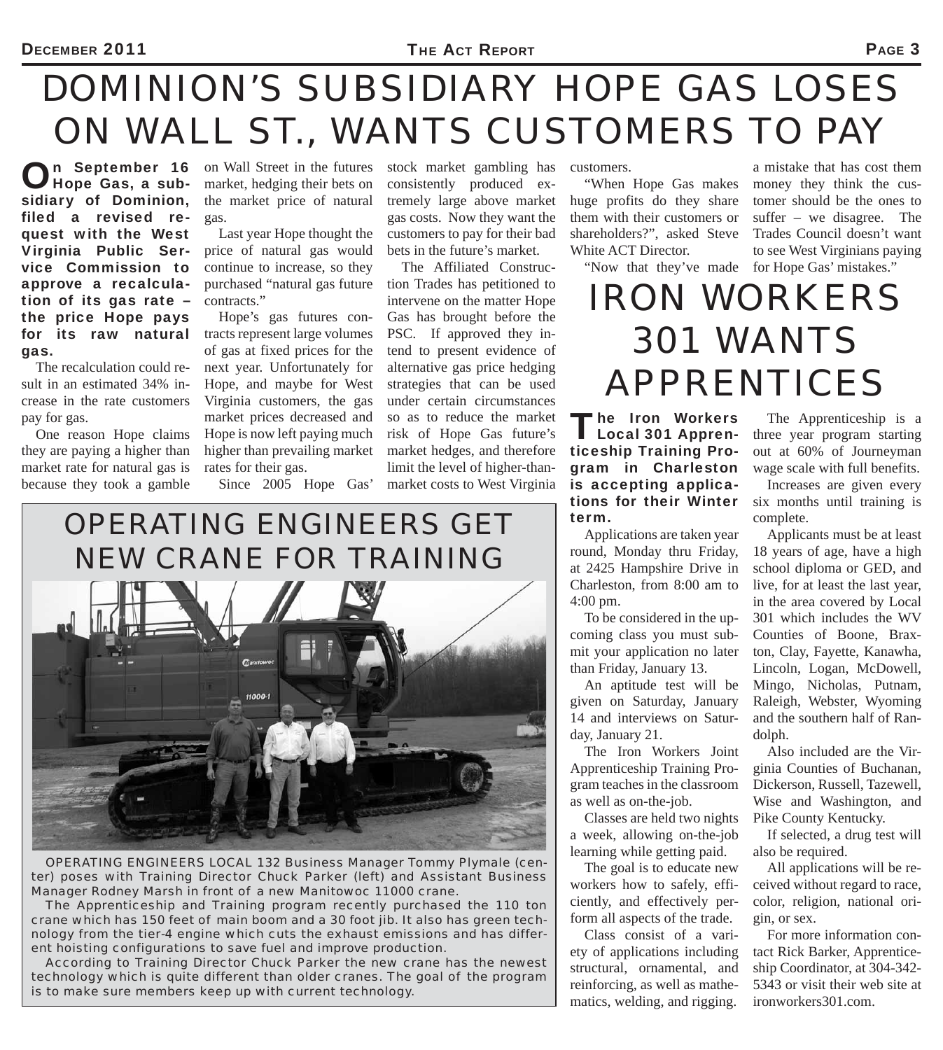# DOMINION'S SUBSIDIARY HOPE GAS LOSES ON WALL ST., WANTS CUSTOMERS TO PAY

**On September 16 Hope Gas, a subsidiary of Dominion, filed a revised request with the West Virginia Public Service Commission to approve a recalculation of its gas rate – the price Hope pays for its raw natural gas.**

The recalculation could result in an estimated 34% increase in the rate customers pay for gas.

One reason Hope claims they are paying a higher than market rate for natural gas is because they took a gamble on Wall Street in the futures market, hedging their bets on the market price of natural gas.

Last year Hope thought the price of natural gas would continue to increase, so they purchased "natural gas future contracts."

Hope's gas futures contracts represent large volumes of gas at fixed prices for the next year. Unfortunately for Hope, and maybe for West Virginia customers, the gas market prices decreased and Hope is now left paying much higher than prevailing market rates for their gas.

Since 2005 Hope Gas' stock market gambling has consistently produced extremely large above market gas costs. Now they want the customers to pay for their bad bets in the future's market.

The Affiliated Construction Trades has petitioned to intervene on the matter Hope Gas has brought before the PSC. If approved they intend to present evidence of alternative gas price hedging strategies that can be used under certain circumstances so as to reduce the market risk of Hope Gas future's market hedges, and therefore limit the level of higher-than-market costs to West Virginia customers.

"When Hope Gas makes huge profits do they share them with their customers or shareholders?", asked Steve White ACT Director.

"Now that they've made a mistake that has cost them money they think the customer should be the ones to suffer – we disagree. The Trades Council doesn't want to see West Virginians paying for Hope Gas' mistakes."

# OPERATING ENGINEERS GET NEW CRANE FOR TRAINING

OPERATING ENGINEERS LOCAL 132 Business Manager Tommy Plymale (center) poses with Training Director Chuck Parker (left) and Assistant Business Manager Rodney Marsh in front of a new Manitowoc 11000 crane.

The Apprenticeship and Training program recently purchased the 110 ton crane which has 150 feet of main boom and a 30 foot jib. It also has green technology from the tier-4 engine which cuts the exhaust emissions and has different hoisting configurations to save fuel and improve production.

According to Training Director Chuck Parker the new crane has the newest technology which is quite different than older cranes. The goal of the program is to make sure members keep up with current technology.

# IRON WORKERS 301 WANTS APPRENTICES

**The Iron Workers Local 301 Apprenticeship Training Program in Charleston is accepting applications for their Winter term.**

Applications are taken year round, Monday thru Friday, at 2425 Hampshire Drive in Charleston, from 8:00 am to 4:00 pm.

To be considered in the upcoming class you must submit your application no later than Friday, January 13.

An aptitude test will be given on Saturday, January 14 and interviews on Saturday, January 21.

The Iron Workers Joint Apprenticeship Training Program teaches in the classroom as well as on-the-job.

Classes are held two nights a week, allowing on-the-job learning while getting paid.

The goal is to educate new workers how to safely, efficiently, and effectively perform all aspects of the trade.

Class consist of a variety of applications including structural, ornamental, and reinforcing, as well as mathematics, welding, and rigging.

The Apprenticeship is a three year program starting out at 60% of Journeyman wage scale with full benefits.

Increases are given every six months until training is complete.

Applicants must be at least 18 years of age, have a high school diploma or GED, and live, for at least the last year, in the area covered by Local 301 which includes the WV Counties of Boone, Braxton, Clay, Fayette, Kanawha, Lincoln, Logan, McDowell, Mingo, Nicholas, Putnam, Raleigh, Webster, Wyoming and the southern half of Randolph.

Also included are the Virginia Counties of Buchanan, Dickerson, Russell, Tazewell, Wise and Washington, and Pike County Kentucky.

If selected, a drug test will also be required.

All applications will be received without regard to race, color, religion, national origin, or sex.

For more information contact Rick Barker, Apprenticeship Coordinator, at 304-342-5343 or visit their web site at ironworkers301.com.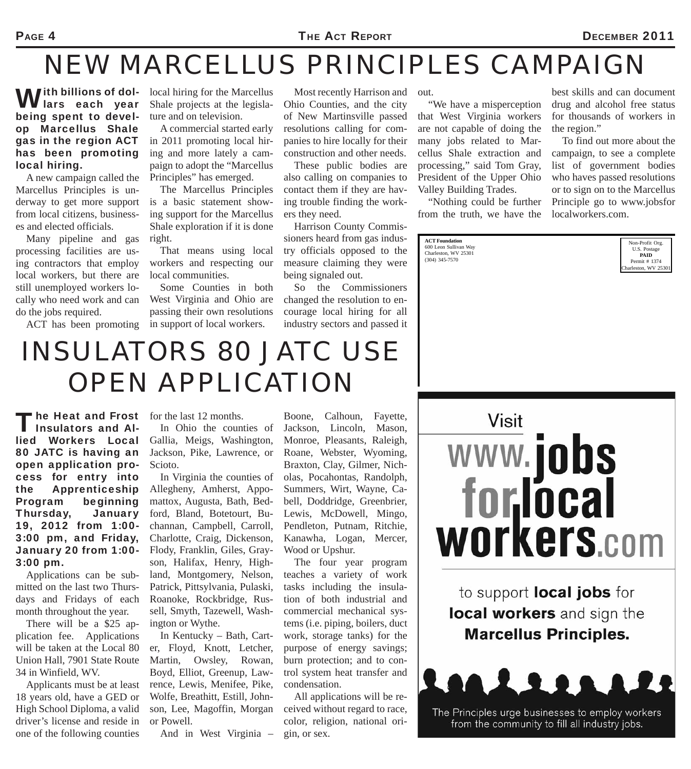# NEW MARCELLUS PRINCIPLES CAMPAIGN

**With billions of dollars each year being spent to develop Marcellus Shale gas in the region ACT has been promoting local hiring.**

A new campaign called the Marcellus Principles is underway to get more support from local citizens, businesses and elected officials.

Many pipeline and gas processing facilities are using contractors that employ local workers, but there are still unemployed workers locally who need work and can do the jobs required.

ACT has been promoting local hiring for the Marcellus Shale projects at the legislature and on television.

A commercial started early in 2011 promoting local hiring and more lately a campaign to adopt the "Marcellus Principles" has emerged.

The Marcellus Principles is a basic statement showing support for the Marcellus Shale exploration if it is done right.

That means using local workers and respecting our local communities.

Some Counties in both West Virginia and Ohio are passing their own resolutions in support of local workers.

Most recently Harrison and Ohio Counties, and the city of New Martinsville passed resolutions calling for companies to hire locally for their construction and other needs.

These public bodies are also calling on companies to contact them if they are having trouble finding the workers they need.

Harrison County Commissioners heard from gas industry officials opposed to the measure claiming they were being signaled out.

So the Commissioners changed the resolution to encourage local hiring for all industry sectors and passed it out.

"We have a misperception that West Virginia workers are not capable of doing the many jobs related to Marcellus Shale extraction and processing," said Tom Gray, President of the Upper Ohio Valley Building Trades.

"Nothing could be further from the truth, we have the best skills and can document drug and alcohol free status for thousands of workers in the region."

To find out more about the campaign, to see a complete list of government bodies who haves passed resolutions or to sign on to the Marcellus Principle go to www.jobsforlocalworkers.com.

**ACT Foundation**
600 Leon Sullivan Way
Charleston, WV 25301
(304) 345-7570

Non-Profit Org.
U.S. Postage
**PAID**
Permit # 1374
Charleston, WV 25301

# INSULATORS 80 JATC USE OPEN APPLICATION

**The Heat and Frost Insulators and Allied Workers Local 80 JATC is having an open application process for entry into the Apprenticeship Program beginning Thursday, January 19, 2012 from 1:00-3:00 pm, and Friday, January 20 from 1:00-3:00 pm.**

Applications can be submitted on the last two Thursdays and Fridays of each month throughout the year.

There will be a $25 application fee. Applications will be taken at the Local 80 Union Hall, 7901 State Route 34 in Winfield, WV.

Applicants must be at least 18 years old, have a GED or High School Diploma, a valid driver's license and reside in one of the following counties for the last 12 months.

In Ohio the counties of Gallia, Meigs, Washington, Jackson, Pike, Lawrence, or Scioto.

In Virginia the counties of Allegheny, Amherst, Appomattox, Augusta, Bath, Bedford, Bland, Botetourt, Buchannan, Campbell, Carroll, Charlotte, Craig, Dickenson, Flody, Franklin, Giles, Grayson, Halifax, Henry, Highland, Montgomery, Nelson, Patrick, Pittsylvania, Pulaski, Roanoke, Rockbridge, Russell, Smyth, Tazewell, Washington or Wythe.

In Kentucky – Bath, Carter, Floyd, Knott, Letcher, Martin, Owsley, Rowan, Boyd, Elliot, Greenup, Lawrence, Lewis, Menifee, Pike, Wolfe, Breathitt, Estill, Johnson, Lee, Magoffin, Morgan or Powell.

And in West Virginia – Boone, Calhoun, Fayette, Jackson, Lincoln, Mason, Monroe, Pleasants, Raleigh, Roane, Webster, Wyoming, Braxton, Clay, Gilmer, Nicholas, Pocahontas, Randolph, Summers, Wirt, Wayne, Cabell, Doddridge, Greenbrier, Lewis, McDowell, Mingo, Pendleton, Putnam, Ritchie, Kanawha, Logan, Mercer, Wood or Upshur.

The four year program teaches a variety of work tasks including the insulation of both industrial and commercial mechanical systems (i.e. piping, boilers, duct work, storage tanks) for the purpose of energy savings; burn protection; and to control system heat transfer and condensation.

All applications will be received without regard to race, color, religion, national origin, or sex.

Visit

**www.jobsforlocalworkers.com**

to support **local jobs** for **local workers** and sign the **Marcellus Principles.**

The Principles urge businesses to employ workers from the community to fill all industry jobs.